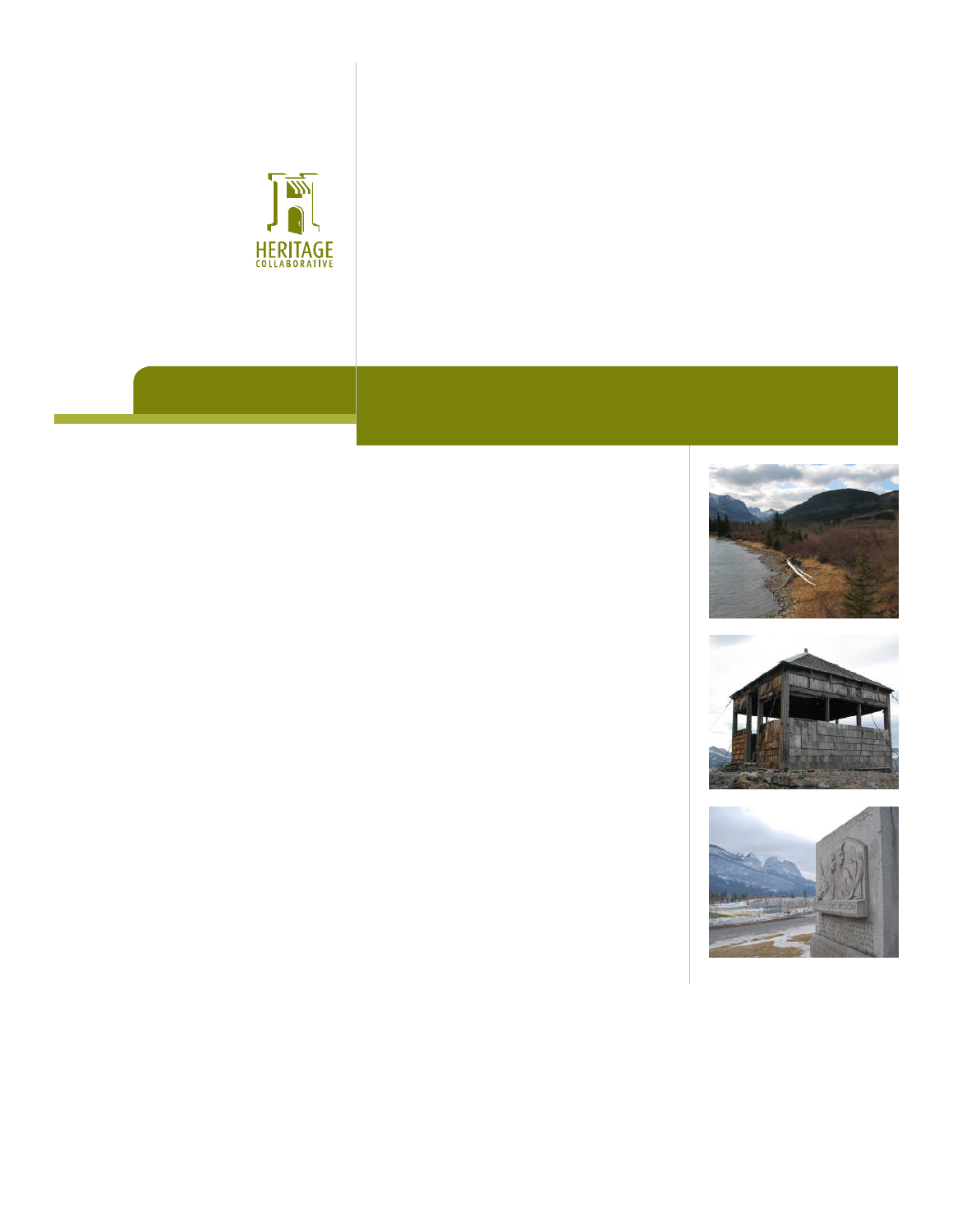HERITAGE
COLLABORATIVE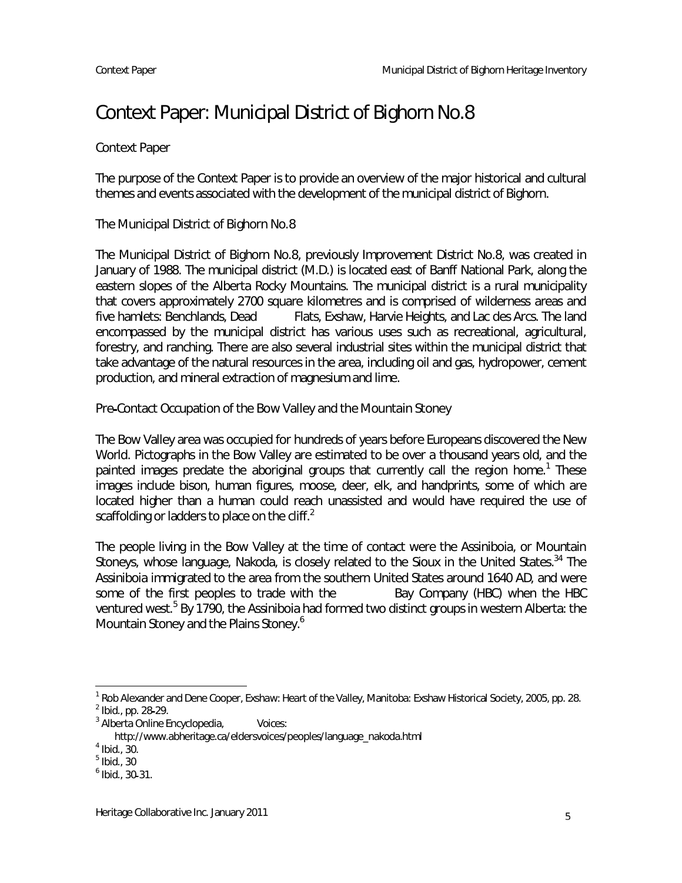# Context Paper: Municipal District of Bighorn No.8

## Context Paper

The purpose of the Context Paper is to provide an overview of the major historical and cultural themes and events associated with the development of the municipal district of Bighorn.

## The Municipal District of Bighorn No.8

The Municipal District of Bighorn No.8, previously Improvement District No.8, was created in January of 1988. The municipal district (M.D.) is located east of Banff National Park, along the eastern slopes of the Alberta Rocky Mountains. The municipal district is a rural municipality that covers approximately 2700 square kilometres and is comprised of wilderness areas and five hamlets: Benchlands, Dead Flats, Exshaw, Harvie Heights, and Lac des Arcs. The land encompassed by the municipal district has various uses such as recreational, agricultural, forestry, and ranching. There are also several industrial sites within the municipal district that take advantage of the natural resources in the area, including oil and gas, hydropower, cement production, and mineral extraction of magnesium and lime.

## Pre-Contact Occupation of the Bow Valley and the Mountain Stoney

The Bow Valley area was occupied for hundreds of years before Europeans discovered the New World. Pictographs in the Bow Valley are estimated to be over a thousand years old, and the painted images predate the aboriginal groups that currently call the region home.[1] These images include bison, human figures, moose, deer, elk, and handprints, some of which are located higher than a human could reach unassisted and would have required the use of scaffolding or ladders to place on the cliff.[2]

The people living in the Bow Valley at the time of contact were the Assiniboia, or Mountain Stoneys, whose language, Nakoda, is closely related to the Sioux in the United States.[3][4] The Assiniboia immigrated to the area from the southern United States around 1640 AD, and were some of the first peoples to trade with the Bay Company (HBC) when the HBC ventured west.[5] By 1790, the Assiniboia had formed two distinct groups in western Alberta: the Mountain Stoney and the Plains Stoney.[6]

---

[1] Rob Alexander and Dene Cooper, Exshaw: Heart of the Valley, Manitoba: Exshaw Historical Society, 2005, pp. 28.

[2] Ibid., pp. 28-29.

[3] Alberta Online Encyclopedia, Voices: http://www.abheritage.ca/eldersvoices/peoples/language_nakoda.html

[4] Ibid., 30.

[5] Ibid., 30

[6] Ibid., 30-31.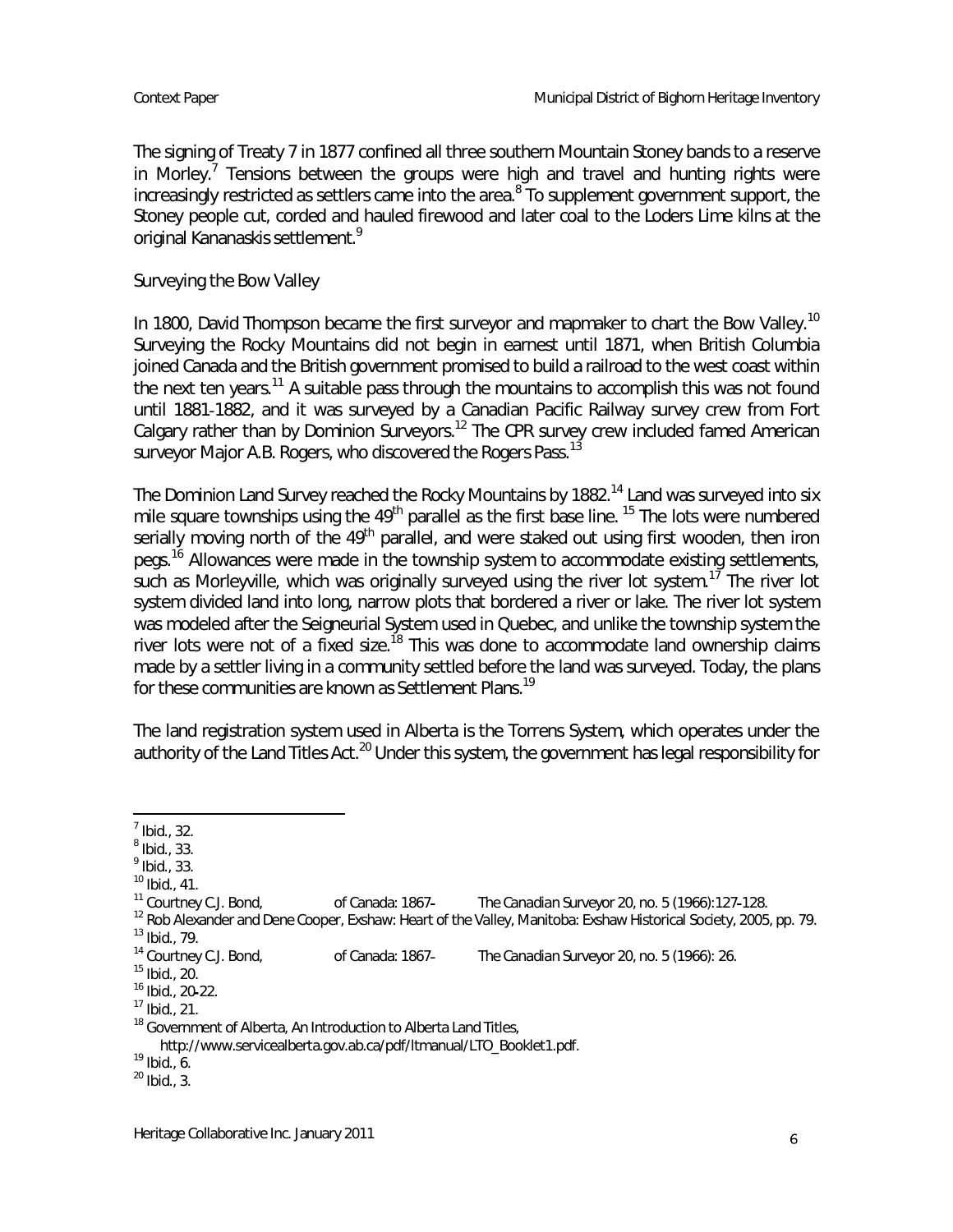The signing of Treaty 7 in 1877 confined all three southern Mountain Stoney bands to a reserve in Morley.[7] Tensions between the groups were high and travel and hunting rights were increasingly restricted as settlers came into the area.[8] To supplement government support, the Stoney people cut, corded and hauled firewood and later coal to the Loders Lime kilns at the original Kananaskis settlement.[9]

Surveying the Bow Valley

In 1800, David Thompson became the first surveyor and mapmaker to chart the Bow Valley.[10] Surveying the Rocky Mountains did not begin in earnest until 1871, when British Columbia joined Canada and the British government promised to build a railroad to the west coast within the next ten years.[11] A suitable pass through the mountains to accomplish this was not found until 1881-1882, and it was surveyed by a Canadian Pacific Railway survey crew from Fort Calgary rather than by Dominion Surveyors.[12] The CPR survey crew included famed American surveyor Major A.B. Rogers, who discovered the Rogers Pass.[13]

The Dominion Land Survey reached the Rocky Mountains by 1882.[14] Land was surveyed into six mile square townships using the 49th parallel as the first base line.[15] The lots were numbered serially moving north of the 49th parallel, and were staked out using first wooden, then iron pegs.[16] Allowances were made in the township system to accommodate existing settlements, such as Morleyville, which was originally surveyed using the river lot system.[17] The river lot system divided land into long, narrow plots that bordered a river or lake. The river lot system was modeled after the Seigneurial System used in Quebec, and unlike the township system the river lots were not of a fixed size.[18] This was done to accommodate land ownership claims made by a settler living in a community settled before the land was surveyed. Today, the plans for these communities are known as Settlement Plans.[19]

The land registration system used in Alberta is the Torrens System, which operates under the authority of the Land Titles Act.[20] Under this system, the government has legal responsibility for

---

7 Ibid., 32.
8 Ibid., 33.
9 Ibid., 33.
10 Ibid., 41.
11 Courtney C.J. Bond, of Canada: 1867– The Canadian Surveyor 20, no. 5 (1966):127–128.
12 Rob Alexander and Dene Cooper, Exshaw: Heart of the Valley, Manitoba: Exshaw Historical Society, 2005, pp. 79.
13 Ibid., 79.
14 Courtney C.J. Bond, of Canada: 1867– The Canadian Surveyor 20, no. 5 (1966): 26.
15 Ibid., 20.
16 Ibid., 20-22.
17 Ibid., 21.
18 Government of Alberta, An Introduction to Alberta Land Titles, http://www.servicealberta.gov.ab.ca/pdf/ltmanual/LTO_Booklet1.pdf.
19 Ibid., 6.
20 Ibid., 3.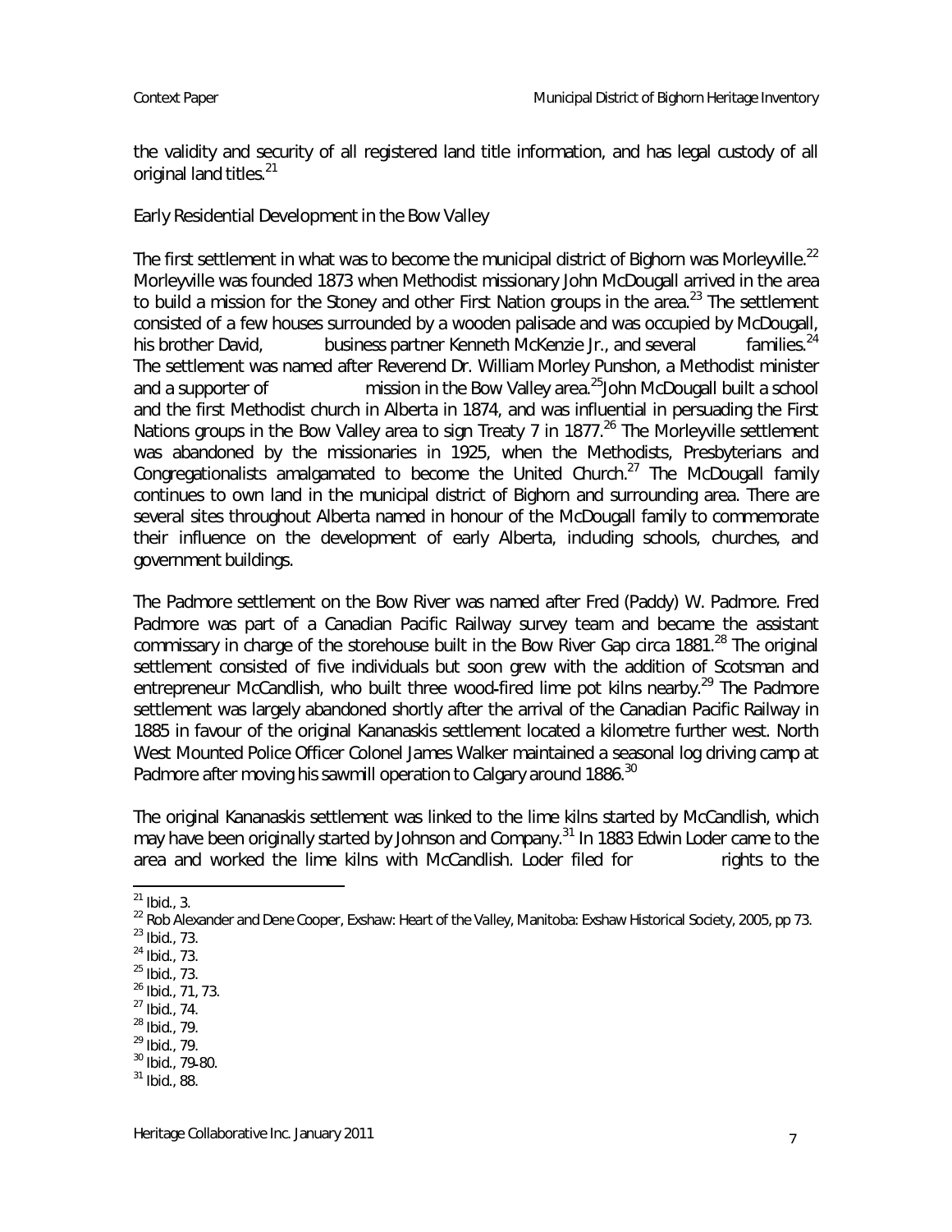the validity and security of all registered land title information, and has legal custody of all original land titles.[21]

## Early Residential Development in the Bow Valley

The first settlement in what was to become the municipal district of Bighorn was Morleyville.[22] Morleyville was founded 1873 when Methodist missionary John McDougall arrived in the area to build a mission for the Stoney and other First Nation groups in the area.[23] The settlement consisted of a few houses surrounded by a wooden palisade and was occupied by McDougall, his brother David, business partner Kenneth McKenzie Jr., and several families.[24] The settlement was named after Reverend Dr. William Morley Punshon, a Methodist minister and a supporter of mission in the Bow Valley area.[25] John McDougall built a school and the first Methodist church in Alberta in 1874, and was influential in persuading the First Nations groups in the Bow Valley area to sign Treaty 7 in 1877.[26] The Morleyville settlement was abandoned by the missionaries in 1925, when the Methodists, Presbyterians and Congregationalists amalgamated to become the United Church.[27] The McDougall family continues to own land in the municipal district of Bighorn and surrounding area. There are several sites throughout Alberta named in honour of the McDougall family to commemorate their influence on the development of early Alberta, including schools, churches, and government buildings.

The Padmore settlement on the Bow River was named after Fred (Paddy) W. Padmore. Fred Padmore was part of a Canadian Pacific Railway survey team and became the assistant commissary in charge of the storehouse built in the Bow River Gap circa 1881.[28] The original settlement consisted of five individuals but soon grew with the addition of Scotsman and entrepreneur McCandlish, who built three wood-fired lime pot kilns nearby.[29] The Padmore settlement was largely abandoned shortly after the arrival of the Canadian Pacific Railway in 1885 in favour of the original Kananaskis settlement located a kilometre further west. North West Mounted Police Officer Colonel James Walker maintained a seasonal log driving camp at Padmore after moving his sawmill operation to Calgary around 1886.[30]

The original Kananaskis settlement was linked to the lime kilns started by McCandlish, which may have been originally started by Johnson and Company.[31] In 1883 Edwin Loder came to the area and worked the lime kilns with McCandlish. Loder filed for rights to the

---

[21] Ibid., 3.

[22] Rob Alexander and Dene Cooper, Exshaw: Heart of the Valley, Manitoba: Exshaw Historical Society, 2005, pp 73.

[23] Ibid., 73.

[24] Ibid., 73.

[25] Ibid., 73.

[26] Ibid., 71, 73.

[27] Ibid., 74.

[28] Ibid., 79.

[29] Ibid., 79.

[30] Ibid., 79-80.

[31] Ibid., 88.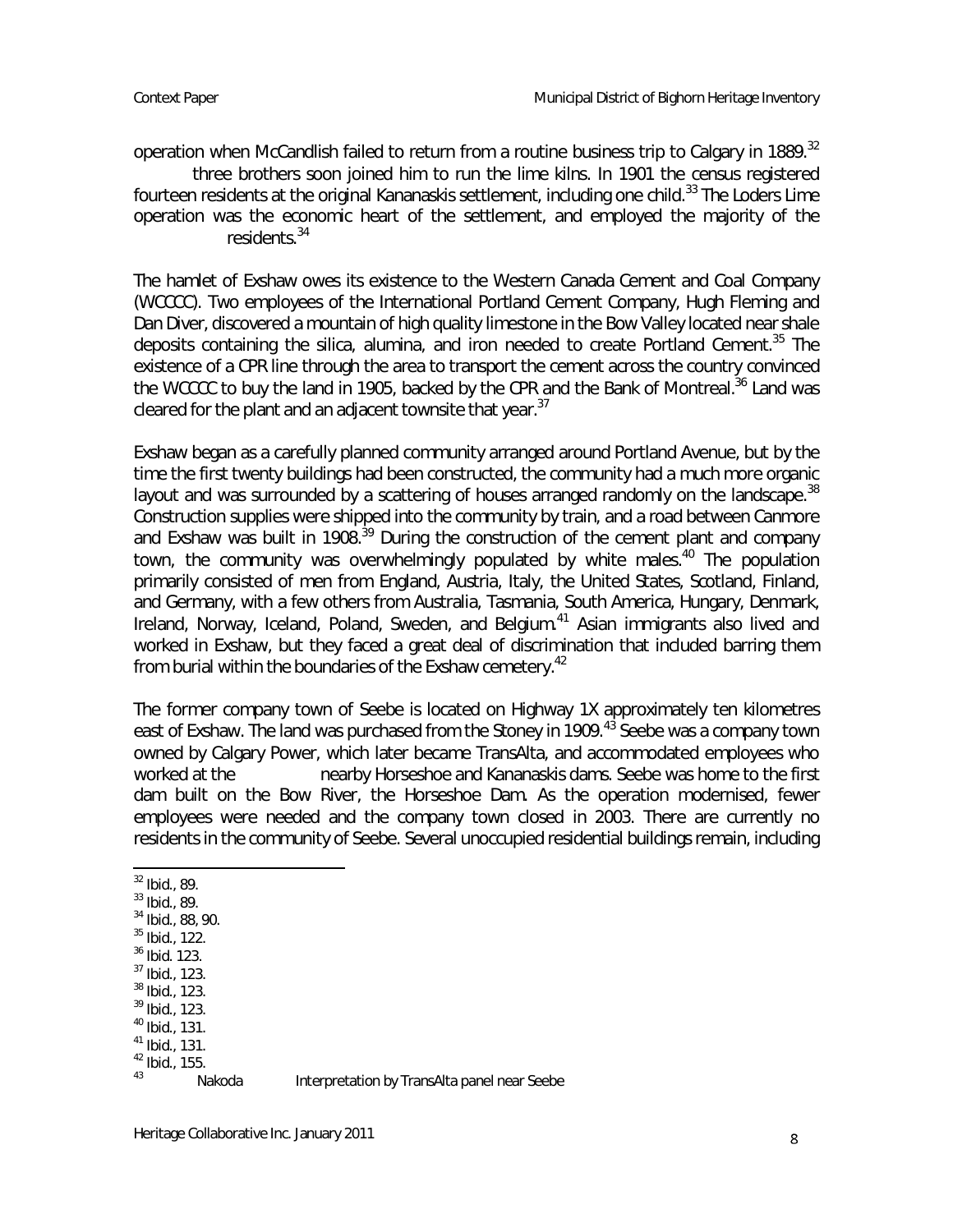operation when McCandlish failed to return from a routine business trip to Calgary in 1889.[32] three brothers soon joined him to run the lime kilns. In 1901 the census registered fourteen residents at the original Kananaskis settlement, including one child.[33] The Loders Lime operation was the economic heart of the settlement, and employed the majority of the residents.[34]

The hamlet of Exshaw owes its existence to the Western Canada Cement and Coal Company (WCCCC). Two employees of the International Portland Cement Company, Hugh Fleming and Dan Diver, discovered a mountain of high quality limestone in the Bow Valley located near shale deposits containing the silica, alumina, and iron needed to create Portland Cement.[35] The existence of a CPR line through the area to transport the cement across the country convinced the WCCCC to buy the land in 1905, backed by the CPR and the Bank of Montreal.[36] Land was cleared for the plant and an adjacent townsite that year.[37]

Exshaw began as a carefully planned community arranged around Portland Avenue, but by the time the first twenty buildings had been constructed, the community had a much more organic layout and was surrounded by a scattering of houses arranged randomly on the landscape.[38] Construction supplies were shipped into the community by train, and a road between Canmore and Exshaw was built in 1908.[39] During the construction of the cement plant and company town, the community was overwhelmingly populated by white males.[40] The population primarily consisted of men from England, Austria, Italy, the United States, Scotland, Finland, and Germany, with a few others from Australia, Tasmania, South America, Hungary, Denmark, Ireland, Norway, Iceland, Poland, Sweden, and Belgium.[41] Asian immigrants also lived and worked in Exshaw, but they faced a great deal of discrimination that included barring them from burial within the boundaries of the Exshaw cemetery.[42]

The former company town of Seebe is located on Highway 1X approximately ten kilometres east of Exshaw. The land was purchased from the Stoney in 1909.[43] Seebe was a company town owned by Calgary Power, which later became TransAlta, and accommodated employees who worked at the nearby Horseshoe and Kananaskis dams. Seebe was home to the first dam built on the Bow River, the Horseshoe Dam. As the operation modernised, fewer employees were needed and the company town closed in 2003. There are currently no residents in the community of Seebe. Several unoccupied residential buildings remain, including

---

[32] Ibid., 89.
[33] Ibid., 89.
[34] Ibid., 88, 90.
[35] Ibid., 122.
[36] Ibid. 123.
[37] Ibid., 123.
[38] Ibid., 123.
[39] Ibid., 123.
[40] Ibid., 131.
[41] Ibid., 131.
[42] Ibid., 155.
[43] Nakoda Interpretation by TransAlta panel near Seebe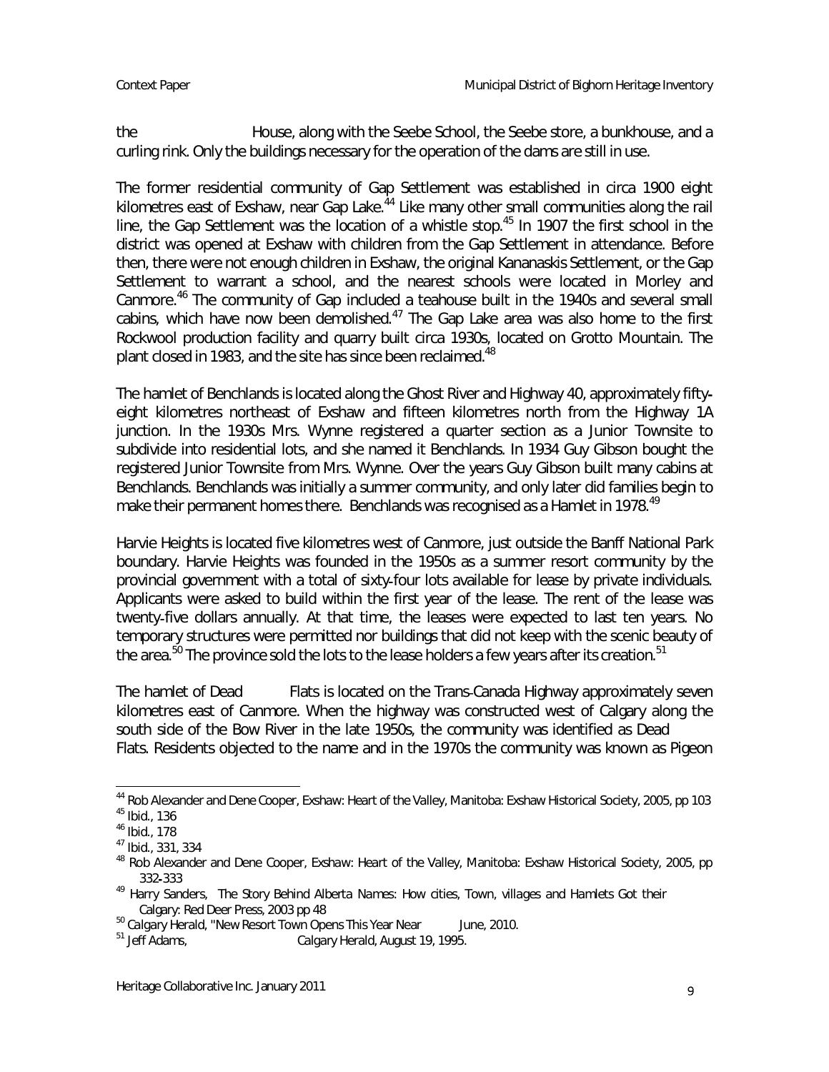the House, along with the Seebe School, the Seebe store, a bunkhouse, and a curling rink. Only the buildings necessary for the operation of the dams are still in use.

The former residential community of Gap Settlement was established in circa 1900 eight kilometres east of Exshaw, near Gap Lake.[44] Like many other small communities along the rail line, the Gap Settlement was the location of a whistle stop.[45] In 1907 the first school in the district was opened at Exshaw with children from the Gap Settlement in attendance. Before then, there were not enough children in Exshaw, the original Kananaskis Settlement, or the Gap Settlement to warrant a school, and the nearest schools were located in Morley and Canmore.[46] The community of Gap included a teahouse built in the 1940s and several small cabins, which have now been demolished.[47] The Gap Lake area was also home to the first Rockwool production facility and quarry built circa 1930s, located on Grotto Mountain. The plant closed in 1983, and the site has since been reclaimed.[48]

The hamlet of Benchlands is located along the Ghost River and Highway 40, approximately fifty-eight kilometres northeast of Exshaw and fifteen kilometres north from the Highway 1A junction. In the 1930s Mrs. Wynne registered a quarter section as a Junior Townsite to subdivide into residential lots, and she named it Benchlands. In 1934 Guy Gibson bought the registered Junior Townsite from Mrs. Wynne. Over the years Guy Gibson built many cabins at Benchlands. Benchlands was initially a summer community, and only later did families begin to make their permanent homes there. Benchlands was recognised as a Hamlet in 1978.[49]

Harvie Heights is located five kilometres west of Canmore, just outside the Banff National Park boundary. Harvie Heights was founded in the 1950s as a summer resort community by the provincial government with a total of sixty-four lots available for lease by private individuals. Applicants were asked to build within the first year of the lease. The rent of the lease was twenty-five dollars annually. At that time, the leases were expected to last ten years. No temporary structures were permitted nor buildings that did not keep with the scenic beauty of the area.[50] The province sold the lots to the lease holders a few years after its creation.[51]

The hamlet of Dead Flats is located on the Trans-Canada Highway approximately seven kilometres east of Canmore. When the highway was constructed west of Calgary along the south side of the Bow River in the late 1950s, the community was identified as Dead Flats. Residents objected to the name and in the 1970s the community was known as Pigeon

---

[44] Rob Alexander and Dene Cooper, Exshaw: Heart of the Valley, Manitoba: Exshaw Historical Society, 2005, pp 103

[45] Ibid., 136

[46] Ibid., 178

[47] Ibid., 331, 334

[48] Rob Alexander and Dene Cooper, Exshaw: Heart of the Valley, Manitoba: Exshaw Historical Society, 2005, pp 332-333

[49] Harry Sanders, The Story Behind Alberta Names: How cities, Town, villages and Hamlets Got their Calgary: Red Deer Press, 2003 pp 48

[50] Calgary Herald, "New Resort Town Opens This Year Near June, 2010.

[51] Jeff Adams, Calgary Herald, August 19, 1995.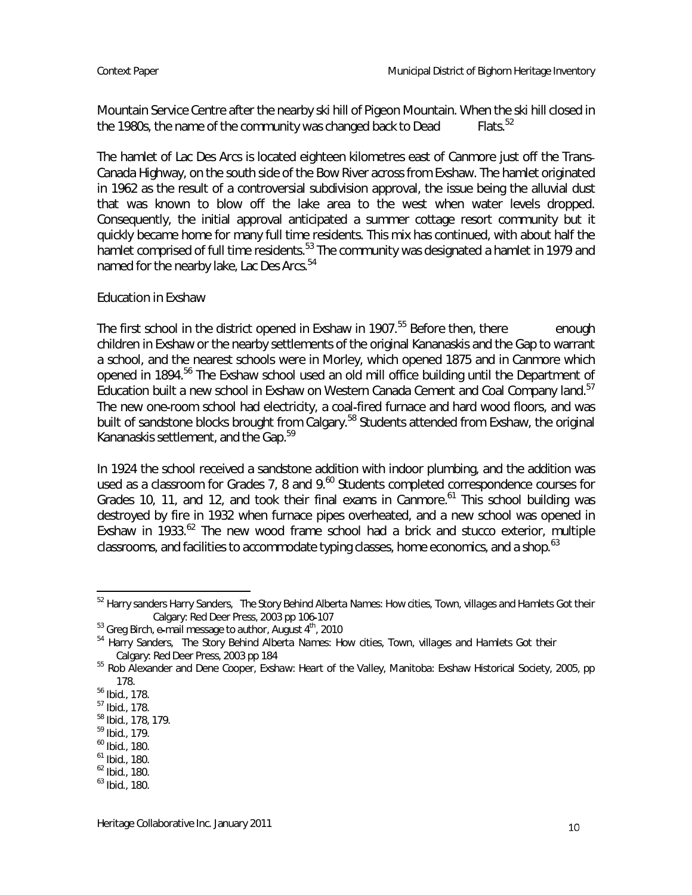Mountain Service Centre after the nearby ski hill of Pigeon Mountain. When the ski hill closed in the 1980s, the name of the community was changed back to Dead Flats.[52]

The hamlet of Lac Des Arcs is located eighteen kilometres east of Canmore just off the Trans-Canada Highway, on the south side of the Bow River across from Exshaw. The hamlet originated in 1962 as the result of a controversial subdivision approval, the issue being the alluvial dust that was known to blow off the lake area to the west when water levels dropped. Consequently, the initial approval anticipated a summer cottage resort community but it quickly became home for many full time residents. This mix has continued, with about half the hamlet comprised of full time residents.[53] The community was designated a hamlet in 1979 and named for the nearby lake, Lac Des Arcs.[54]

Education in Exshaw

The first school in the district opened in Exshaw in 1907.[55] Before then, there enough children in Exshaw or the nearby settlements of the original Kananaskis and the Gap to warrant a school, and the nearest schools were in Morley, which opened 1875 and in Canmore which opened in 1894.[56] The Exshaw school used an old mill office building until the Department of Education built a new school in Exshaw on Western Canada Cement and Coal Company land.[57] The new one-room school had electricity, a coal-fired furnace and hard wood floors, and was built of sandstone blocks brought from Calgary.[58] Students attended from Exshaw, the original Kananaskis settlement, and the Gap.[59]

In 1924 the school received a sandstone addition with indoor plumbing, and the addition was used as a classroom for Grades 7, 8 and 9.[60] Students completed correspondence courses for Grades 10, 11, and 12, and took their final exams in Canmore.[61] This school building was destroyed by fire in 1932 when furnace pipes overheated, and a new school was opened in Exshaw in 1933.[62] The new wood frame school had a brick and stucco exterior, multiple classrooms, and facilities to accommodate typing classes, home economics, and a shop.[63]

---

[52] Harry sanders Harry Sanders, *The Story Behind Alberta Names: How cities, Town, villages and Hamlets Got their* Calgary: Red Deer Press, 2003 pp 106-107

[53] Greg Birch, e-mail message to author, August 4th, 2010

[54] Harry Sanders, *The Story Behind Alberta Names: How cities, Town, villages and Hamlets Got their* Calgary: Red Deer Press, 2003 pp 184

[55] Rob Alexander and Dene Cooper, *Exshaw: Heart of the Valley*, Manitoba: Exshaw Historical Society, 2005, pp 178.

[56] Ibid., 178.

[57] Ibid., 178.

[58] Ibid., 178, 179.

[59] Ibid., 179.

[60] Ibid., 180.

[61] Ibid., 180.

[62] Ibid., 180.

[63] Ibid., 180.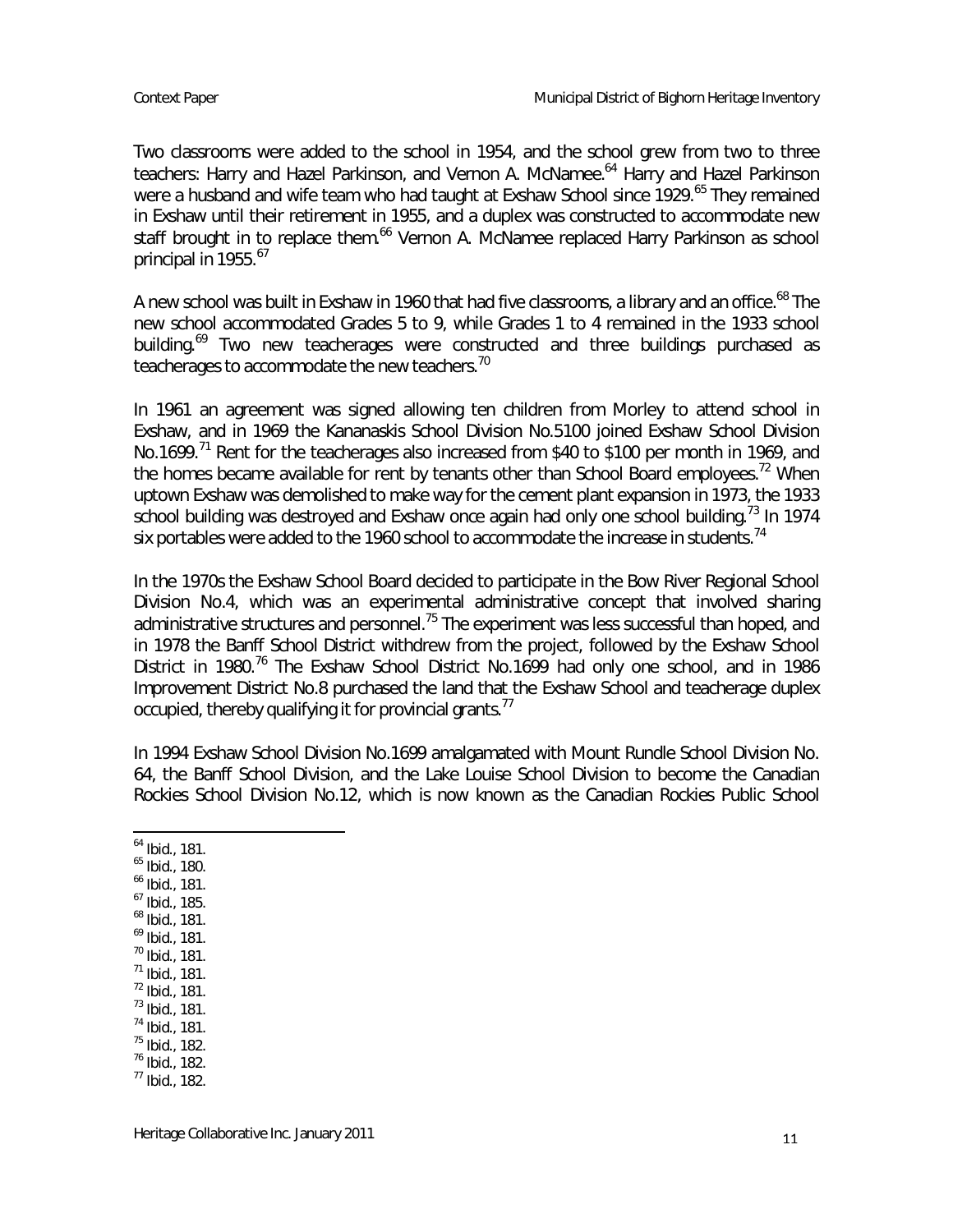Two classrooms were added to the school in 1954, and the school grew from two to three teachers: Harry and Hazel Parkinson, and Vernon A. McNamee.[64] Harry and Hazel Parkinson were a husband and wife team who had taught at Exshaw School since 1929.[65] They remained in Exshaw until their retirement in 1955, and a duplex was constructed to accommodate new staff brought in to replace them.[66] Vernon A. McNamee replaced Harry Parkinson as school principal in 1955.[67]

A new school was built in Exshaw in 1960 that had five classrooms, a library and an office.[68] The new school accommodated Grades 5 to 9, while Grades 1 to 4 remained in the 1933 school building.[69] Two new teacherages were constructed and three buildings purchased as teacherages to accommodate the new teachers.[70]

In 1961 an agreement was signed allowing ten children from Morley to attend school in Exshaw, and in 1969 the Kananaskis School Division No.5100 joined Exshaw School Division No.1699.[71] Rent for the teacherages also increased from $40 to $100 per month in 1969, and the homes became available for rent by tenants other than School Board employees.[72] When uptown Exshaw was demolished to make way for the cement plant expansion in 1973, the 1933 school building was destroyed and Exshaw once again had only one school building.[73] In 1974 six portables were added to the 1960 school to accommodate the increase in students.[74]

In the 1970s the Exshaw School Board decided to participate in the Bow River Regional School Division No.4, which was an experimental administrative concept that involved sharing administrative structures and personnel.[75] The experiment was less successful than hoped, and in 1978 the Banff School District withdrew from the project, followed by the Exshaw School District in 1980.[76] The Exshaw School District No.1699 had only one school, and in 1986 Improvement District No.8 purchased the land that the Exshaw School and teacherage duplex occupied, thereby qualifying it for provincial grants.[77]

In 1994 Exshaw School Division No.1699 amalgamated with Mount Rundle School Division No. 64, the Banff School Division, and the Lake Louise School Division to become the Canadian Rockies School Division No.12, which is now known as the Canadian Rockies Public School

---

[64] Ibid., 181.
[65] Ibid., 180.
[66] Ibid., 181.
[67] Ibid., 185.
[68] Ibid., 181.
[69] Ibid., 181.
[70] Ibid., 181.
[71] Ibid., 181.
[72] Ibid., 181.
[73] Ibid., 181.
[74] Ibid., 181.
[75] Ibid., 182.
[76] Ibid., 182.
[77] Ibid., 182.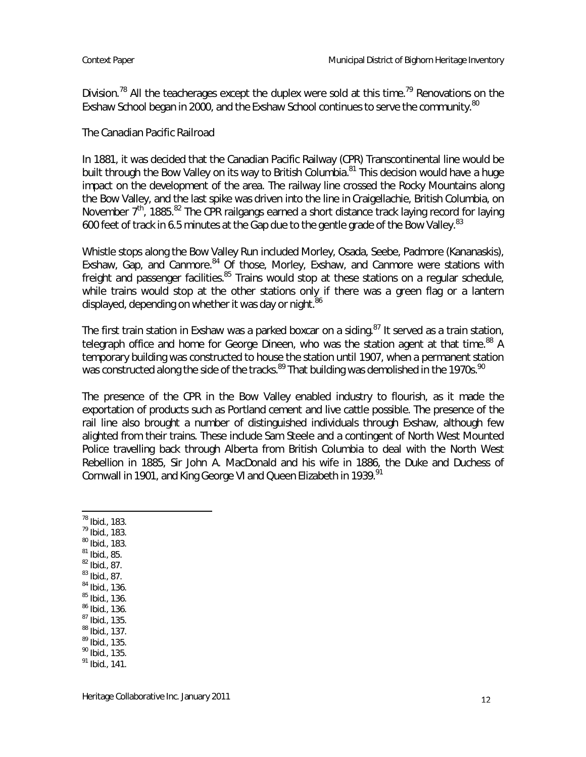Division.[78] All the teacherages except the duplex were sold at this time.[79] Renovations on the Exshaw School began in 2000, and the Exshaw School continues to serve the community.[80]

## The Canadian Pacific Railroad

In 1881, it was decided that the Canadian Pacific Railway (CPR) Transcontinental line would be built through the Bow Valley on its way to British Columbia.[81] This decision would have a huge impact on the development of the area. The railway line crossed the Rocky Mountains along the Bow Valley, and the last spike was driven into the line in Craigellachie, British Columbia, on November 7th, 1885.[82] The CPR railgangs earned a short distance track laying record for laying 600 feet of track in 6.5 minutes at the Gap due to the gentle grade of the Bow Valley.[83]

Whistle stops along the Bow Valley Run included Morley, Osada, Seebe, Padmore (Kananaskis), Exshaw, Gap, and Canmore.[84] Of those, Morley, Exshaw, and Canmore were stations with freight and passenger facilities.[85] Trains would stop at these stations on a regular schedule, while trains would stop at the other stations only if there was a green flag or a lantern displayed, depending on whether it was day or night.[86]

The first train station in Exshaw was a parked boxcar on a siding.[87] It served as a train station, telegraph office and home for George Dineen, who was the station agent at that time.[88] A temporary building was constructed to house the station until 1907, when a permanent station was constructed along the side of the tracks.[89] That building was demolished in the 1970s.[90]

The presence of the CPR in the Bow Valley enabled industry to flourish, as it made the exportation of products such as Portland cement and live cattle possible. The presence of the rail line also brought a number of distinguished individuals through Exshaw, although few alighted from their trains. These include Sam Steele and a contingent of North West Mounted Police travelling back through Alberta from British Columbia to deal with the North West Rebellion in 1885, Sir John A. MacDonald and his wife in 1886, the Duke and Duchess of Cornwall in 1901, and King George VI and Queen Elizabeth in 1939.[91]

---

[78] Ibid., 183.
[79] Ibid., 183.
[80] Ibid., 183.
[81] Ibid., 85.
[82] Ibid., 87.
[83] Ibid., 87.
[84] Ibid., 136.
[85] Ibid., 136.
[86] Ibid., 136.
[87] Ibid., 135.
[88] Ibid., 137.
[89] Ibid., 135.
[90] Ibid., 135.
[91] Ibid., 141.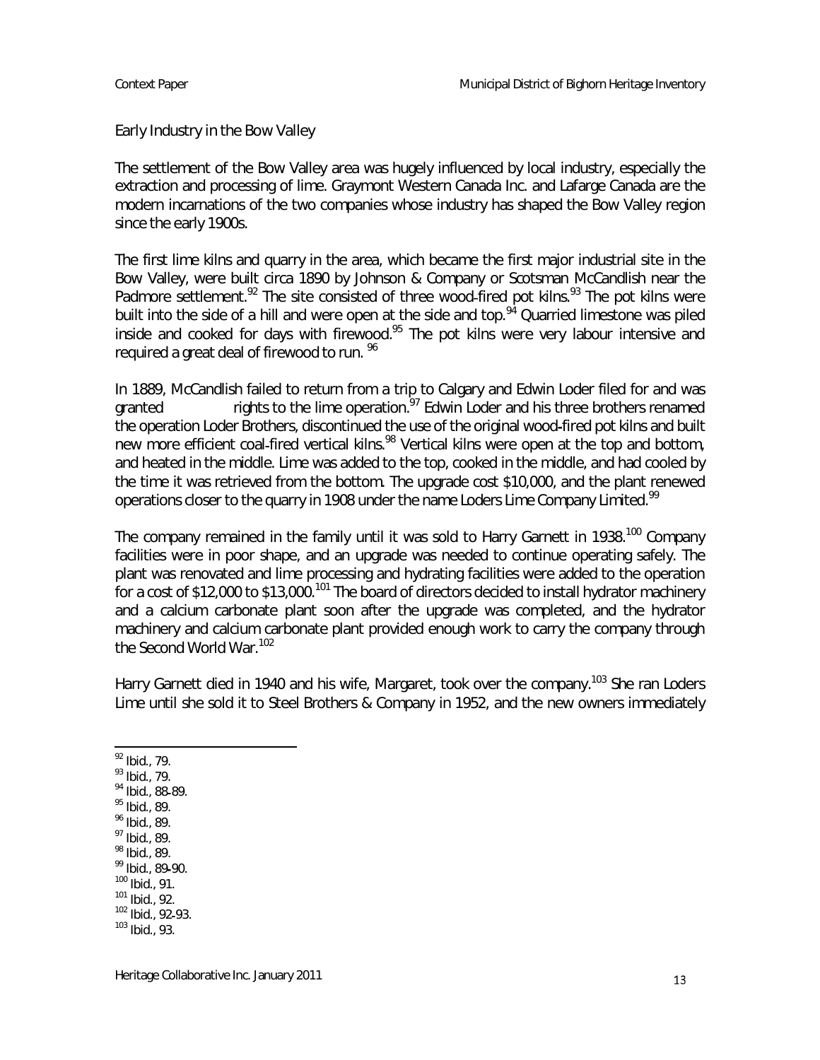## Early Industry in the Bow Valley

The settlement of the Bow Valley area was hugely influenced by local industry, especially the extraction and processing of lime. Graymont Western Canada Inc. and Lafarge Canada are the modern incarnations of the two companies whose industry has shaped the Bow Valley region since the early 1900s.

The first lime kilns and quarry in the area, which became the first major industrial site in the Bow Valley, were built circa 1890 by Johnson & Company or Scotsman McCandlish near the Padmore settlement.[92] The site consisted of three wood-fired pot kilns.[93] The pot kilns were built into the side of a hill and were open at the side and top.[94] Quarried limestone was piled inside and cooked for days with firewood.[95] The pot kilns were very labour intensive and required a great deal of firewood to run. [96]

In 1889, McCandlish failed to return from a trip to Calgary and Edwin Loder filed for and was granted rights to the lime operation.[97] Edwin Loder and his three brothers renamed the operation Loder Brothers, discontinued the use of the original wood-fired pot kilns and built new more efficient coal-fired vertical kilns.[98] Vertical kilns were open at the top and bottom, and heated in the middle. Lime was added to the top, cooked in the middle, and had cooled by the time it was retrieved from the bottom. The upgrade cost $10,000, and the plant renewed operations closer to the quarry in 1908 under the name Loders Lime Company Limited.[99]

The company remained in the family until it was sold to Harry Garnett in 1938.[100] Company facilities were in poor shape, and an upgrade was needed to continue operating safely. The plant was renovated and lime processing and hydrating facilities were added to the operation for a cost of $12,000 to $13,000.[101] The board of directors decided to install hydrator machinery and a calcium carbonate plant soon after the upgrade was completed, and the hydrator machinery and calcium carbonate plant provided enough work to carry the company through the Second World War.[102]

Harry Garnett died in 1940 and his wife, Margaret, took over the company.[103] She ran Loders Lime until she sold it to Steel Brothers & Company in 1952, and the new owners immediately

---

[92] Ibid., 79.
[93] Ibid., 79.
[94] Ibid., 88-89.
[95] Ibid., 89.
[96] Ibid., 89.
[97] Ibid., 89.
[98] Ibid., 89.
[99] Ibid., 89-90.
[100] Ibid., 91.
[101] Ibid., 92.
[102] Ibid., 92-93.
[103] Ibid., 93.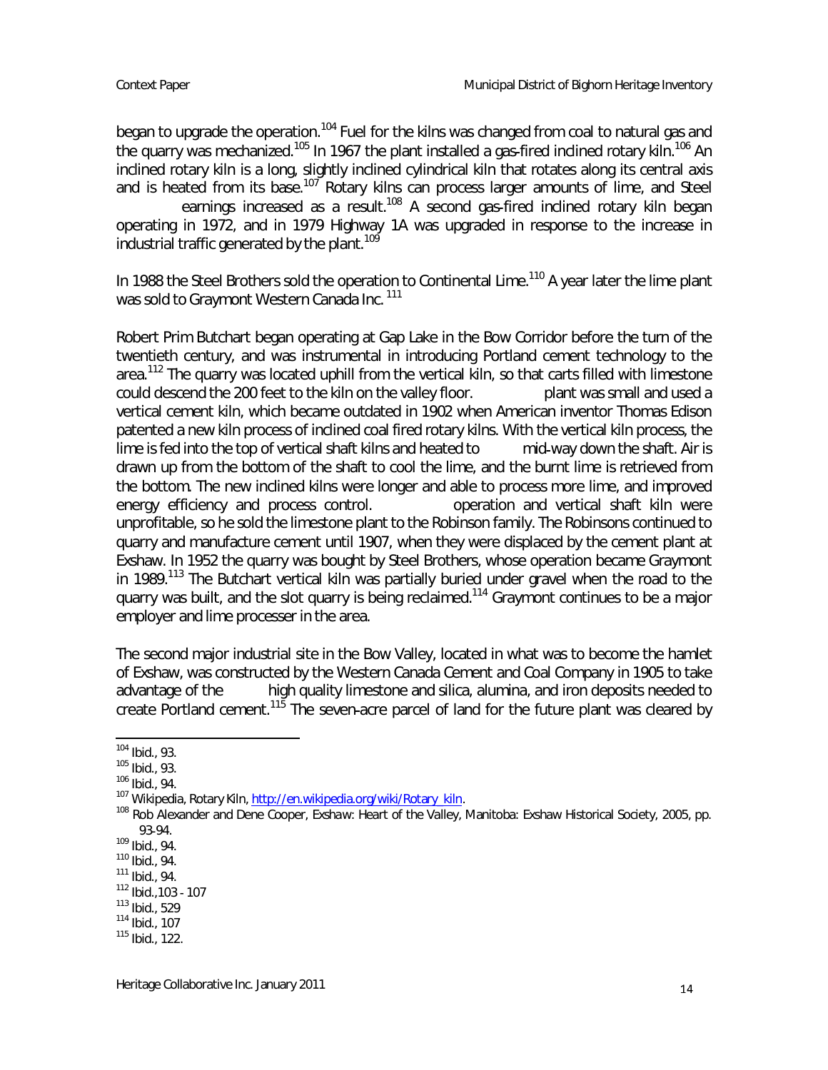began to upgrade the operation.[104] Fuel for the kilns was changed from coal to natural gas and the quarry was mechanized.[105] In 1967 the plant installed a gas-fired inclined rotary kiln.[106] An inclined rotary kiln is a long, slightly inclined cylindrical kiln that rotates along its central axis and is heated from its base.[107] Rotary kilns can process larger amounts of lime, and Steel earnings increased as a result.[108] A second gas-fired inclined rotary kiln began operating in 1972, and in 1979 Highway 1A was upgraded in response to the increase in industrial traffic generated by the plant.[109]

In 1988 the Steel Brothers sold the operation to Continental Lime.[110] A year later the lime plant was sold to Graymont Western Canada Inc. [111]

Robert Prim Butchart began operating at Gap Lake in the Bow Corridor before the turn of the twentieth century, and was instrumental in introducing Portland cement technology to the area.[112] The quarry was located uphill from the vertical kiln, so that carts filled with limestone could descend the 200 feet to the kiln on the valley floor. plant was small and used a vertical cement kiln, which became outdated in 1902 when American inventor Thomas Edison patented a new kiln process of inclined coal fired rotary kilns. With the vertical kiln process, the lime is fed into the top of vertical shaft kilns and heated to mid-way down the shaft. Air is drawn up from the bottom of the shaft to cool the lime, and the burnt lime is retrieved from the bottom. The new inclined kilns were longer and able to process more lime, and improved energy efficiency and process control. operation and vertical shaft kiln were unprofitable, so he sold the limestone plant to the Robinson family. The Robinsons continued to quarry and manufacture cement until 1907, when they were displaced by the cement plant at Exshaw. In 1952 the quarry was bought by Steel Brothers, whose operation became Graymont in 1989.[113] The Butchart vertical kiln was partially buried under gravel when the road to the quarry was built, and the slot quarry is being reclaimed.[114] Graymont continues to be a major employer and lime processer in the area.

The second major industrial site in the Bow Valley, located in what was to become the hamlet of Exshaw, was constructed by the Western Canada Cement and Coal Company in 1905 to take advantage of the high quality limestone and silica, alumina, and iron deposits needed to create Portland cement.[115] The seven-acre parcel of land for the future plant was cleared by

---

[104] Ibid., 93.
[105] Ibid., 93.
[106] Ibid., 94.
[107] Wikipedia, Rotary Kiln, http://en.wikipedia.org/wiki/Rotary_kiln.
[108] Rob Alexander and Dene Cooper, Exshaw: Heart of the Valley, Manitoba: Exshaw Historical Society, 2005, pp. 93-94.
[109] Ibid., 94.
[110] Ibid., 94.
[111] Ibid., 94.
[112] Ibid.,103 - 107
[113] Ibid., 529
[114] Ibid., 107
[115] Ibid., 122.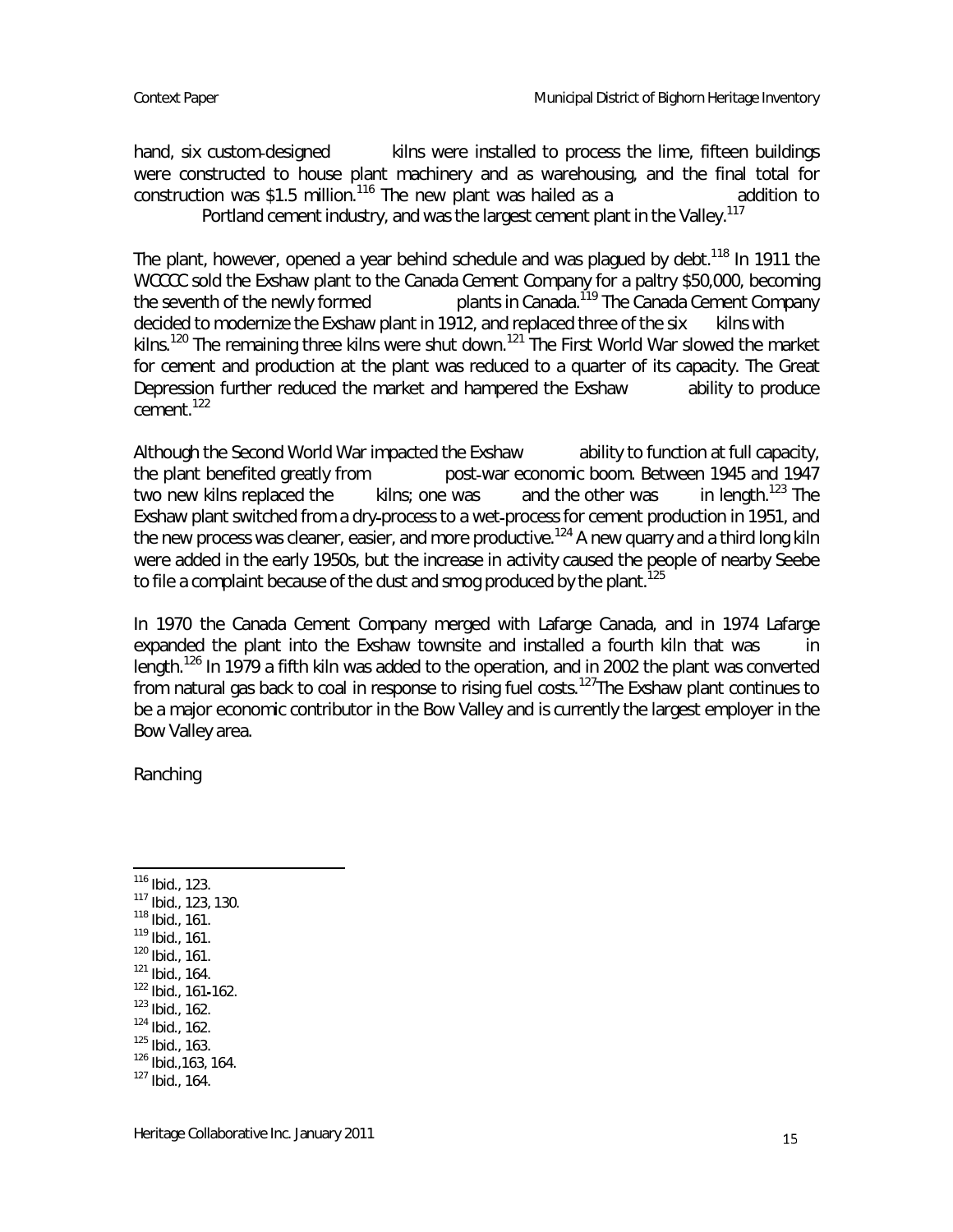hand, six custom-designed kilns were installed to process the lime, fifteen buildings were constructed to house plant machinery and as warehousing, and the final total for construction was $1.5 million.[116] The new plant was hailed as a addition to Portland cement industry, and was the largest cement plant in the Valley.[117]

The plant, however, opened a year behind schedule and was plagued by debt.[118] In 1911 the WCCCC sold the Exshaw plant to the Canada Cement Company for a paltry $50,000, becoming the seventh of the newly formed plants in Canada.[119] The Canada Cement Company decided to modernize the Exshaw plant in 1912, and replaced three of the six kilns with kilns.[120] The remaining three kilns were shut down.[121] The First World War slowed the market for cement and production at the plant was reduced to a quarter of its capacity. The Great Depression further reduced the market and hampered the Exshaw ability to produce cement.[122]

Although the Second World War impacted the Exshaw ability to function at full capacity, the plant benefited greatly from post-war economic boom. Between 1945 and 1947 two new kilns replaced the kilns; one was and the other was in length.[123] The Exshaw plant switched from a dry-process to a wet-process for cement production in 1951, and the new process was cleaner, easier, and more productive.[124] A new quarry and a third long kiln were added in the early 1950s, but the increase in activity caused the people of nearby Seebe to file a complaint because of the dust and smog produced by the plant.[125]

In 1970 the Canada Cement Company merged with Lafarge Canada, and in 1974 Lafarge expanded the plant into the Exshaw townsite and installed a fourth kiln that was in length.[126] In 1979 a fifth kiln was added to the operation, and in 2002 the plant was converted from natural gas back to coal in response to rising fuel costs.[127] The Exshaw plant continues to be a major economic contributor in the Bow Valley and is currently the largest employer in the Bow Valley area.

Ranching

---

[116] Ibid., 123.
[117] Ibid., 123, 130.
[118] Ibid., 161.
[119] Ibid., 161.
[120] Ibid., 161.
[121] Ibid., 164.
[122] Ibid., 161-162.
[123] Ibid., 162.
[124] Ibid., 162.
[125] Ibid., 163.
[126] Ibid.,163, 164.
[127] Ibid., 164.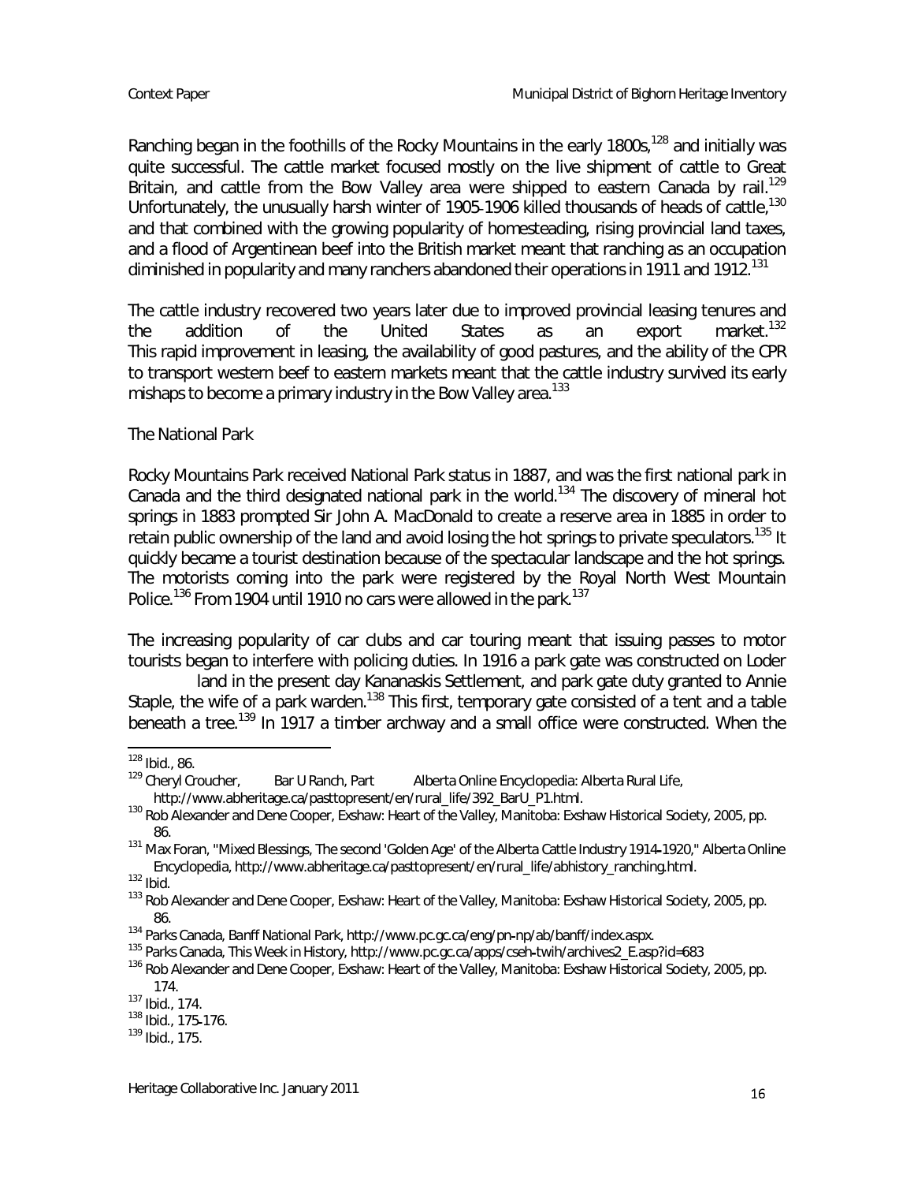Ranching began in the foothills of the Rocky Mountains in the early 1800s,[128] and initially was quite successful. The cattle market focused mostly on the live shipment of cattle to Great Britain, and cattle from the Bow Valley area were shipped to eastern Canada by rail.[129] Unfortunately, the unusually harsh winter of 1905-1906 killed thousands of heads of cattle,[130] and that combined with the growing popularity of homesteading, rising provincial land taxes, and a flood of Argentinean beef into the British market meant that ranching as an occupation diminished in popularity and many ranchers abandoned their operations in 1911 and 1912.[131]

The cattle industry recovered two years later due to improved provincial leasing tenures and the addition of the United States as an export market.[132] This rapid improvement in leasing, the availability of good pastures, and the ability of the CPR to transport western beef to eastern markets meant that the cattle industry survived its early mishaps to become a primary industry in the Bow Valley area.[133]

## The National Park

Rocky Mountains Park received National Park status in 1887, and was the first national park in Canada and the third designated national park in the world.[134] The discovery of mineral hot springs in 1883 prompted Sir John A. MacDonald to create a reserve area in 1885 in order to retain public ownership of the land and avoid losing the hot springs to private speculators.[135] It quickly became a tourist destination because of the spectacular landscape and the hot springs. The motorists coming into the park were registered by the Royal North West Mountain Police.[136] From 1904 until 1910 no cars were allowed in the park.[137]

The increasing popularity of car clubs and car touring meant that issuing passes to motor tourists began to interfere with policing duties. In 1916 a park gate was constructed on Loder land in the present day Kananaskis Settlement, and park gate duty granted to Annie Staple, the wife of a park warden.[138] This first, temporary gate consisted of a tent and a table beneath a tree.[139] In 1917 a timber archway and a small office were constructed. When the

---

[128] Ibid., 86.

[129] Cheryl Croucher, Bar U Ranch, Part Alberta Online Encyclopedia: Alberta Rural Life, http://www.abheritage.ca/pasttopresent/en/rural_life/392_BarU_P1.html.

[130] Rob Alexander and Dene Cooper, Exshaw: Heart of the Valley, Manitoba: Exshaw Historical Society, 2005, pp. 86.

[131] Max Foran, "Mixed Blessings, The second 'Golden Age' of the Alberta Cattle Industry 1914-1920," Alberta Online Encyclopedia, http://www.abheritage.ca/pasttopresent/en/rural_life/abhistory_ranching.html.

[132] Ibid.

[133] Rob Alexander and Dene Cooper, Exshaw: Heart of the Valley, Manitoba: Exshaw Historical Society, 2005, pp. 86.

[134] Parks Canada, Banff National Park, http://www.pc.gc.ca/eng/pn-np/ab/banff/index.aspx.

[135] Parks Canada, This Week in History, http://www.pc.gc.ca/apps/cseh-twih/archives2_E.asp?id=683

[136] Rob Alexander and Dene Cooper, Exshaw: Heart of the Valley, Manitoba: Exshaw Historical Society, 2005, pp. 174.

[137] Ibid., 174.

[138] Ibid., 175-176.

[139] Ibid., 175.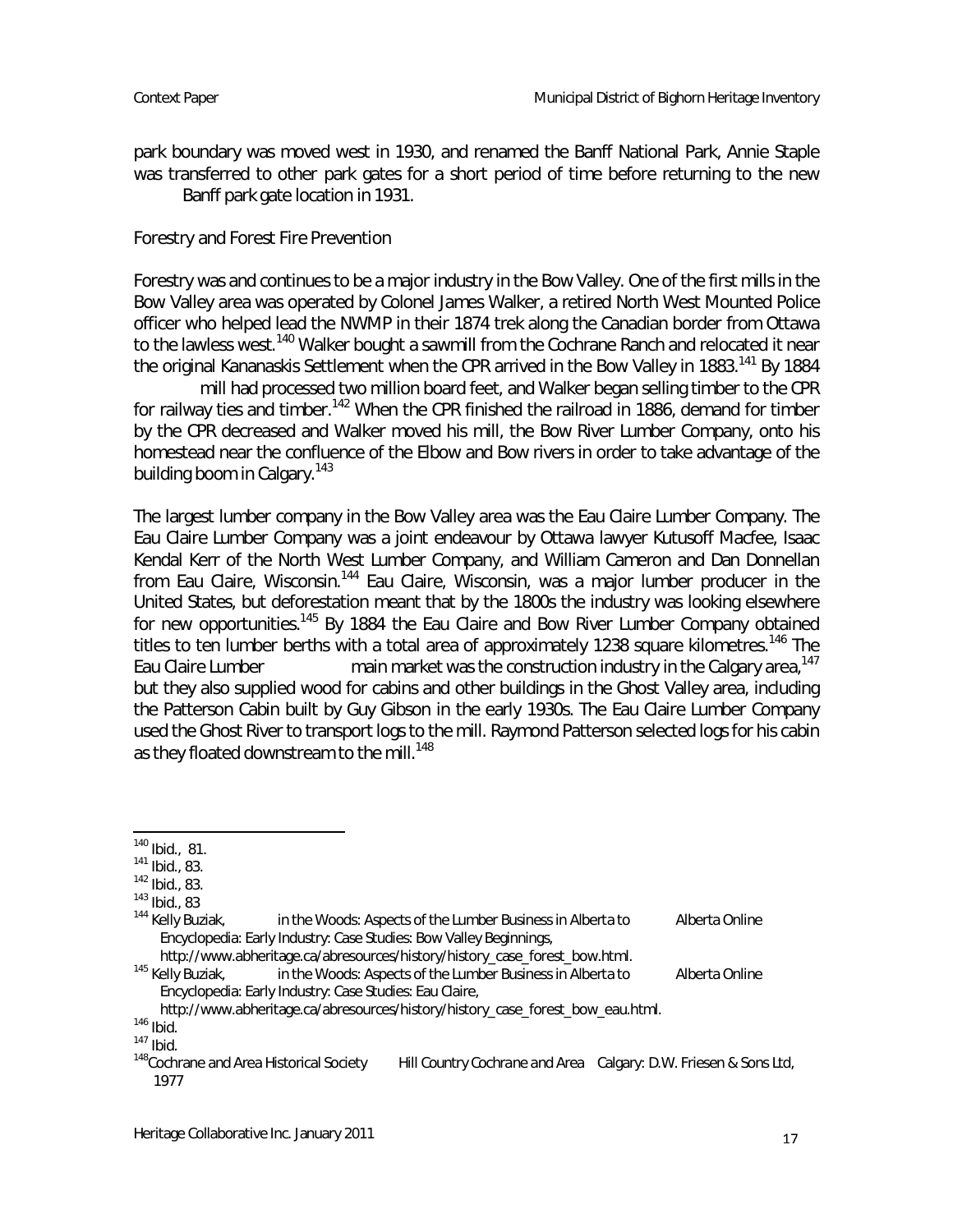park boundary was moved west in 1930, and renamed the Banff National Park, Annie Staple was transferred to other park gates for a short period of time before returning to the new Banff park gate location in 1931.

## Forestry and Forest Fire Prevention

Forestry was and continues to be a major industry in the Bow Valley. One of the first mills in the Bow Valley area was operated by Colonel James Walker, a retired North West Mounted Police officer who helped lead the NWMP in their 1874 trek along the Canadian border from Ottawa to the lawless west.[140] Walker bought a sawmill from the Cochrane Ranch and relocated it near the original Kananaskis Settlement when the CPR arrived in the Bow Valley in 1883.[141] By 1884 mill had processed two million board feet, and Walker began selling timber to the CPR for railway ties and timber.[142] When the CPR finished the railroad in 1886, demand for timber by the CPR decreased and Walker moved his mill, the Bow River Lumber Company, onto his homestead near the confluence of the Elbow and Bow rivers in order to take advantage of the building boom in Calgary.[143]

The largest lumber company in the Bow Valley area was the Eau Claire Lumber Company. The Eau Claire Lumber Company was a joint endeavour by Ottawa lawyer Kutusoff Macfee, Isaac Kendal Kerr of the North West Lumber Company, and William Cameron and Dan Donnellan from Eau Claire, Wisconsin.[144] Eau Claire, Wisconsin, was a major lumber producer in the United States, but deforestation meant that by the 1800s the industry was looking elsewhere for new opportunities.[145] By 1884 the Eau Claire and Bow River Lumber Company obtained titles to ten lumber berths with a total area of approximately 1238 square kilometres.[146] The Eau Claire Lumber main market was the construction industry in the Calgary area,[147] but they also supplied wood for cabins and other buildings in the Ghost Valley area, including the Patterson Cabin built by Guy Gibson in the early 1930s. The Eau Claire Lumber Company used the Ghost River to transport logs to the mill. Raymond Patterson selected logs for his cabin as they floated downstream to the mill.[148]

---

[140] Ibid., 81.
[141] Ibid., 83.
[142] Ibid., 83.
[143] Ibid., 83
[144] Kelly Buziak, in the Woods: Aspects of the Lumber Business in Alberta to Alberta Online Encyclopedia: Early Industry: Case Studies: Bow Valley Beginnings, http://www.abheritage.ca/abresources/history/history_case_forest_bow.html.
[145] Kelly Buziak, in the Woods: Aspects of the Lumber Business in Alberta to Alberta Online Encyclopedia: Early Industry: Case Studies: Eau Claire, http://www.abheritage.ca/abresources/history/history_case_forest_bow_eau.html.
[146] Ibid.
[147] Ibid.
[148] Cochrane and Area Historical Society *Hill Country Cochrane and Area* Calgary: D.W. Friesen & Sons Ltd, 1977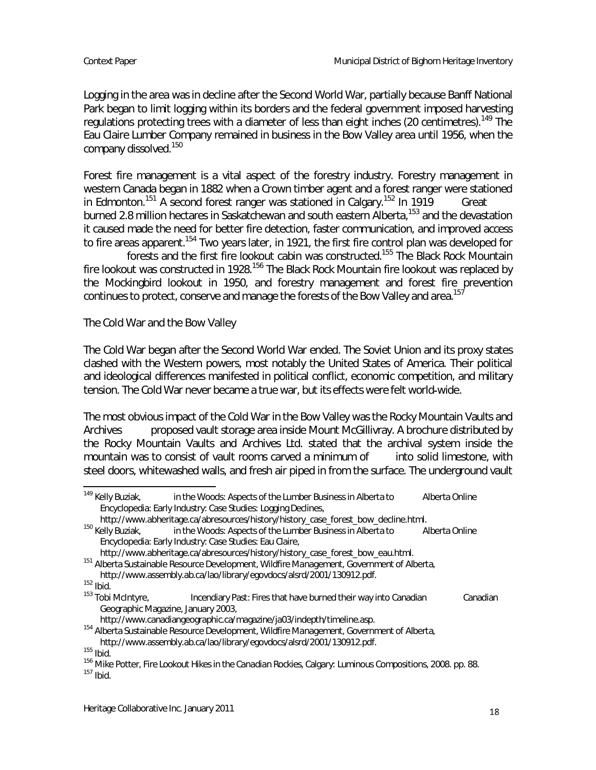Logging in the area was in decline after the Second World War, partially because Banff National Park began to limit logging within its borders and the federal government imposed harvesting regulations protecting trees with a diameter of less than eight inches (20 centimetres).[149] The Eau Claire Lumber Company remained in business in the Bow Valley area until 1956, when the company dissolved.[150]

Forest fire management is a vital aspect of the forestry industry. Forestry management in western Canada began in 1882 when a Crown timber agent and a forest ranger were stationed in Edmonton.[151] A second forest ranger was stationed in Calgary.[152] In 1919 Great burned 2.8 million hectares in Saskatchewan and south eastern Alberta,[153] and the devastation it caused made the need for better fire detection, faster communication, and improved access to fire areas apparent.[154] Two years later, in 1921, the first fire control plan was developed for forests and the first fire lookout cabin was constructed.[155] The Black Rock Mountain fire lookout was constructed in 1928.[156] The Black Rock Mountain fire lookout was replaced by the Mockingbird lookout in 1950, and forestry management and forest fire prevention continues to protect, conserve and manage the forests of the Bow Valley and area.[157]

## The Cold War and the Bow Valley

The Cold War began after the Second World War ended. The Soviet Union and its proxy states clashed with the Western powers, most notably the United States of America. Their political and ideological differences manifested in political conflict, economic competition, and military tension. The Cold War never became a true war, but its effects were felt world-wide.

The most obvious impact of the Cold War in the Bow Valley was the Rocky Mountain Vaults and Archives proposed vault storage area inside Mount McGillivray. A brochure distributed by the Rocky Mountain Vaults and Archives Ltd. stated that the archival system inside the mountain was to consist of vault rooms carved a minimum of into solid limestone, with steel doors, whitewashed walls, and fresh air piped in from the surface. The underground vault

---

[149] Kelly Buziak, in the Woods: Aspects of the Lumber Business in Alberta to Alberta Online Encyclopedia: Early Industry: Case Studies: Logging Declines, http://www.abheritage.ca/abresources/history/history_case_forest_bow_decline.html.

[150] Kelly Buziak, in the Woods: Aspects of the Lumber Business in Alberta to Alberta Online Encyclopedia: Early Industry: Case Studies: Eau Claire, http://www.abheritage.ca/abresources/history/history_case_forest_bow_eau.html.

[151] Alberta Sustainable Resource Development, Wildfire Management, Government of Alberta, http://www.assembly.ab.ca/lao/library/egovdocs/alsrd/2001/130912.pdf.

[152] Ibid.

[153] Tobi McIntyre, Incendiary Past: Fires that have burned their way into Canadian Canadian Geographic Magazine, January 2003, http://www.canadiangeographic.ca/magazine/ja03/indepth/timeline.asp.

[154] Alberta Sustainable Resource Development, Wildfire Management, Government of Alberta, http://www.assembly.ab.ca/lao/library/egovdocs/alsrd/2001/130912.pdf.

[155] Ibid.

[156] Mike Potter, Fire Lookout Hikes in the Canadian Rockies, Calgary: Luminous Compositions, 2008. pp. 88.

[157] Ibid.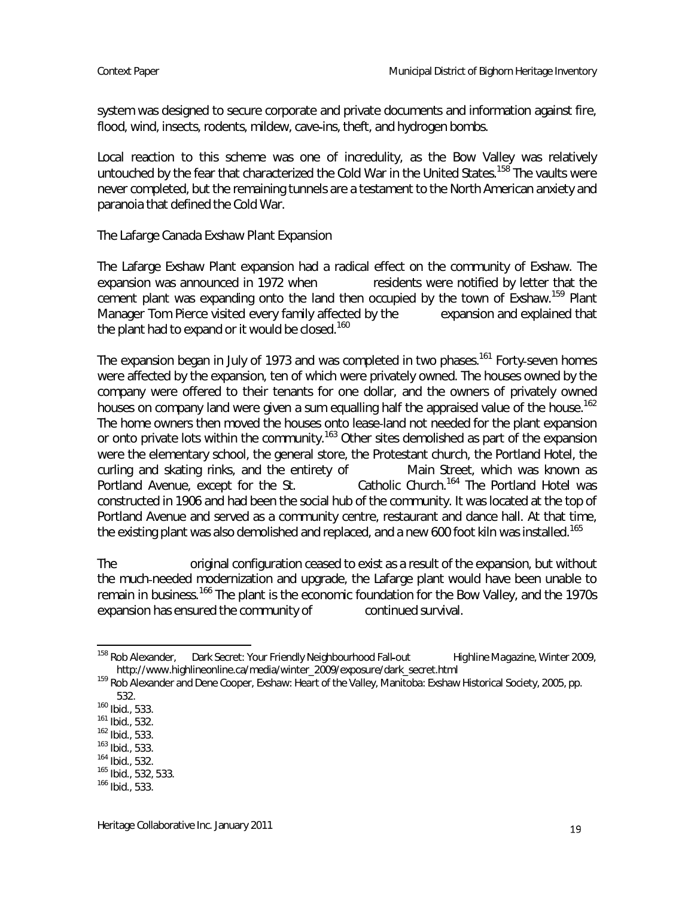system was designed to secure corporate and private documents and information against fire, flood, wind, insects, rodents, mildew, cave-ins, theft, and hydrogen bombs.

Local reaction to this scheme was one of incredulity, as the Bow Valley was relatively untouched by the fear that characterized the Cold War in the United States.[158] The vaults were never completed, but the remaining tunnels are a testament to the North American anxiety and paranoia that defined the Cold War.

## The Lafarge Canada Exshaw Plant Expansion

The Lafarge Exshaw Plant expansion had a radical effect on the community of Exshaw. The expansion was announced in 1972 when residents were notified by letter that the cement plant was expanding onto the land then occupied by the town of Exshaw.[159] Plant Manager Tom Pierce visited every family affected by the expansion and explained that the plant had to expand or it would be closed.[160]

The expansion began in July of 1973 and was completed in two phases.[161] Forty-seven homes were affected by the expansion, ten of which were privately owned. The houses owned by the company were offered to their tenants for one dollar, and the owners of privately owned houses on company land were given a sum equalling half the appraised value of the house.[162] The home owners then moved the houses onto lease-land not needed for the plant expansion or onto private lots within the community.[163] Other sites demolished as part of the expansion were the elementary school, the general store, the Protestant church, the Portland Hotel, the curling and skating rinks, and the entirety of Main Street, which was known as Portland Avenue, except for the St. Catholic Church.[164] The Portland Hotel was constructed in 1906 and had been the social hub of the community. It was located at the top of Portland Avenue and served as a community centre, restaurant and dance hall. At that time, the existing plant was also demolished and replaced, and a new 600 foot kiln was installed.[165]

The original configuration ceased to exist as a result of the expansion, but without the much-needed modernization and upgrade, the Lafarge plant would have been unable to remain in business.[166] The plant is the economic foundation for the Bow Valley, and the 1970s expansion has ensured the community of continued survival.

---

[158] Rob Alexander, Dark Secret: Your Friendly Neighbourhood Fall-out Highline Magazine, Winter 2009, http://www.highlineonline.ca/media/winter_2009/exposure/dark_secret.html

[159] Rob Alexander and Dene Cooper, Exshaw: Heart of the Valley, Manitoba: Exshaw Historical Society, 2005, pp. 532.

[160] Ibid., 533.

[161] Ibid., 532.

[162] Ibid., 533.

[163] Ibid., 533.

[164] Ibid., 532.

[165] Ibid., 532, 533.

[166] Ibid., 533.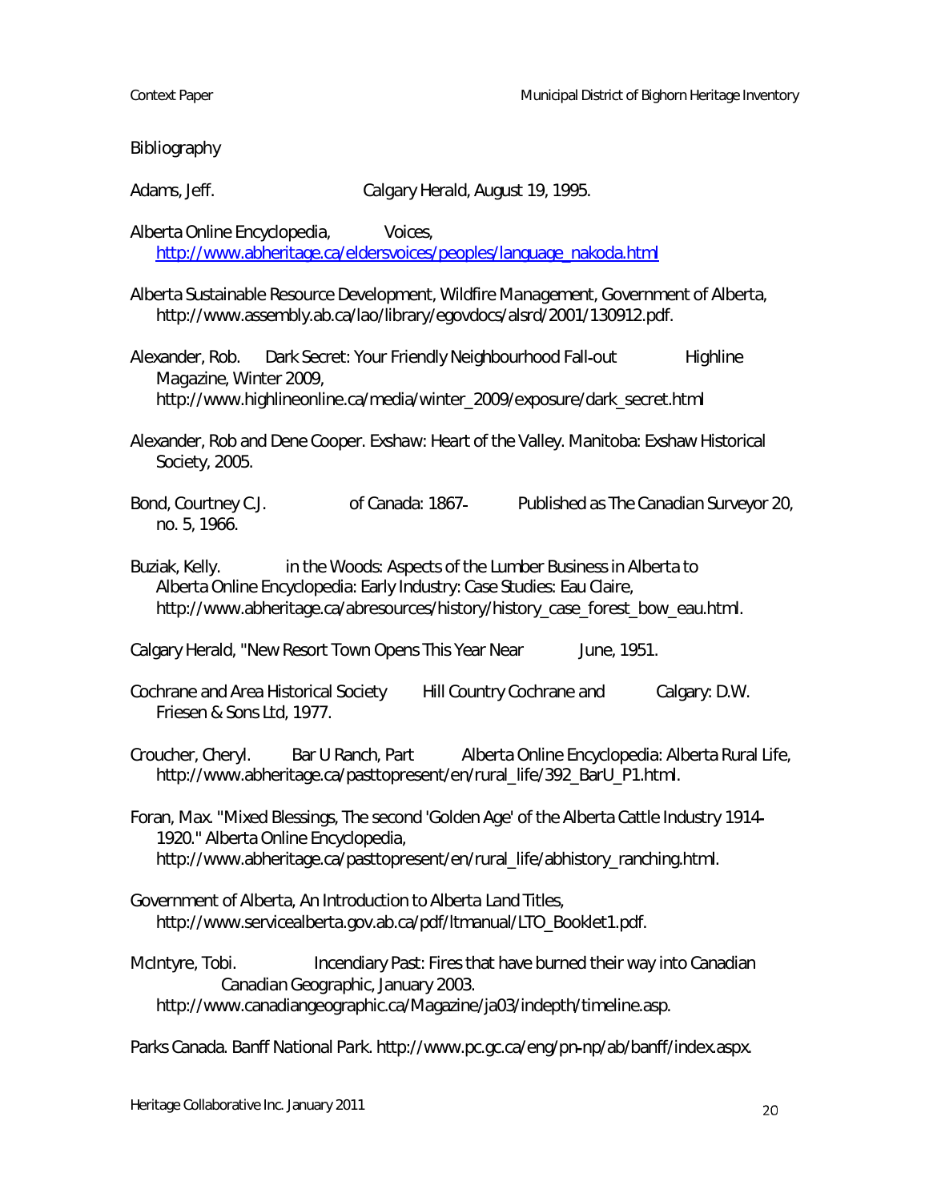Bibliography

Adams, Jeff. Calgary Herald, August 19, 1995.

Alberta Online Encyclopedia, Voices, http://www.abheritage.ca/eldersvoices/peoples/language_nakoda.html

Alberta Sustainable Resource Development, Wildfire Management, Government of Alberta, http://www.assembly.ab.ca/lao/library/egovdocs/alsrd/2001/130912.pdf.

Alexander, Rob. Dark Secret: Your Friendly Neighbourhood Fall-out Highline Magazine, Winter 2009, http://www.highlineonline.ca/media/winter_2009/exposure/dark_secret.html

Alexander, Rob and Dene Cooper. Exshaw: Heart of the Valley. Manitoba: Exshaw Historical Society, 2005.

Bond, Courtney C.J. of Canada: 1867- Published as The Canadian Surveyor 20, no. 5, 1966.

Buziak, Kelly. in the Woods: Aspects of the Lumber Business in Alberta to Alberta Online Encyclopedia: Early Industry: Case Studies: Eau Claire, http://www.abheritage.ca/abresources/history/history_case_forest_bow_eau.html.

Calgary Herald, "New Resort Town Opens This Year Near June, 1951.

Cochrane and Area Historical Society Hill Country Cochrane and Calgary: D.W. Friesen & Sons Ltd, 1977.

Croucher, Cheryl. Bar U Ranch, Part Alberta Online Encyclopedia: Alberta Rural Life, http://www.abheritage.ca/pasttopresent/en/rural_life/392_BarU_P1.html.

Foran, Max. "Mixed Blessings, The second 'Golden Age' of the Alberta Cattle Industry 1914-1920." Alberta Online Encyclopedia, http://www.abheritage.ca/pasttopresent/en/rural_life/abhistory_ranching.html.

Government of Alberta, An Introduction to Alberta Land Titles, http://www.servicealberta.gov.ab.ca/pdf/ltmanual/LTO_Booklet1.pdf.

McIntyre, Tobi. Incendiary Past: Fires that have burned their way into Canadian Canadian Geographic, January 2003. http://www.canadiangeographic.ca/Magazine/ja03/indepth/timeline.asp.

Parks Canada. Banff National Park. http://www.pc.gc.ca/eng/pn-np/ab/banff/index.aspx.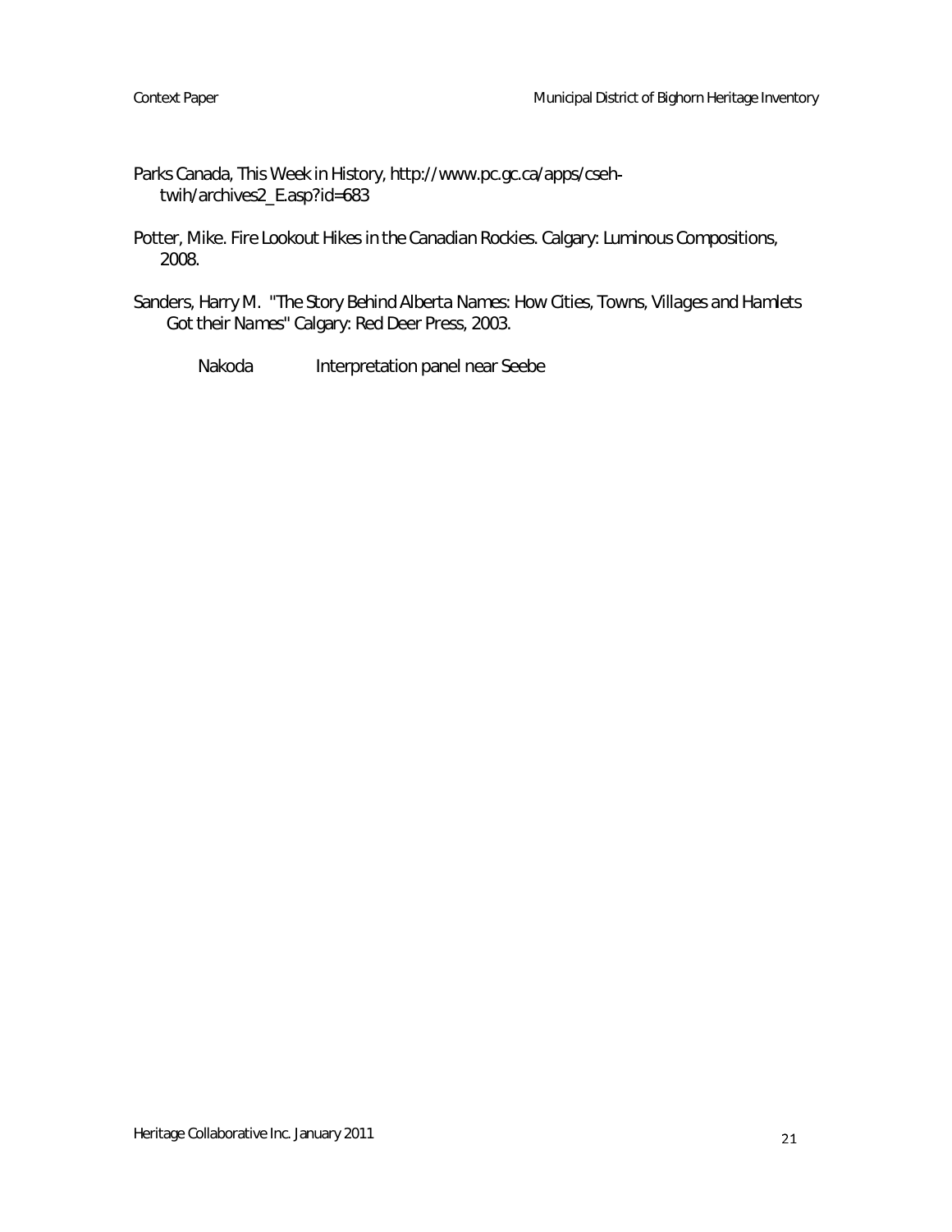Parks Canada, This Week in History, http://www.pc.gc.ca/apps/cseh-twih/archives2_E.asp?id=683

Potter, Mike. Fire Lookout Hikes in the Canadian Rockies. Calgary: Luminous Compositions, 2008.

Sanders, Harry M. "The Story Behind Alberta Names: How Cities, Towns, Villages and Hamlets Got their Names" Calgary: Red Deer Press, 2003.

Nakoda Interpretation panel near Seebe